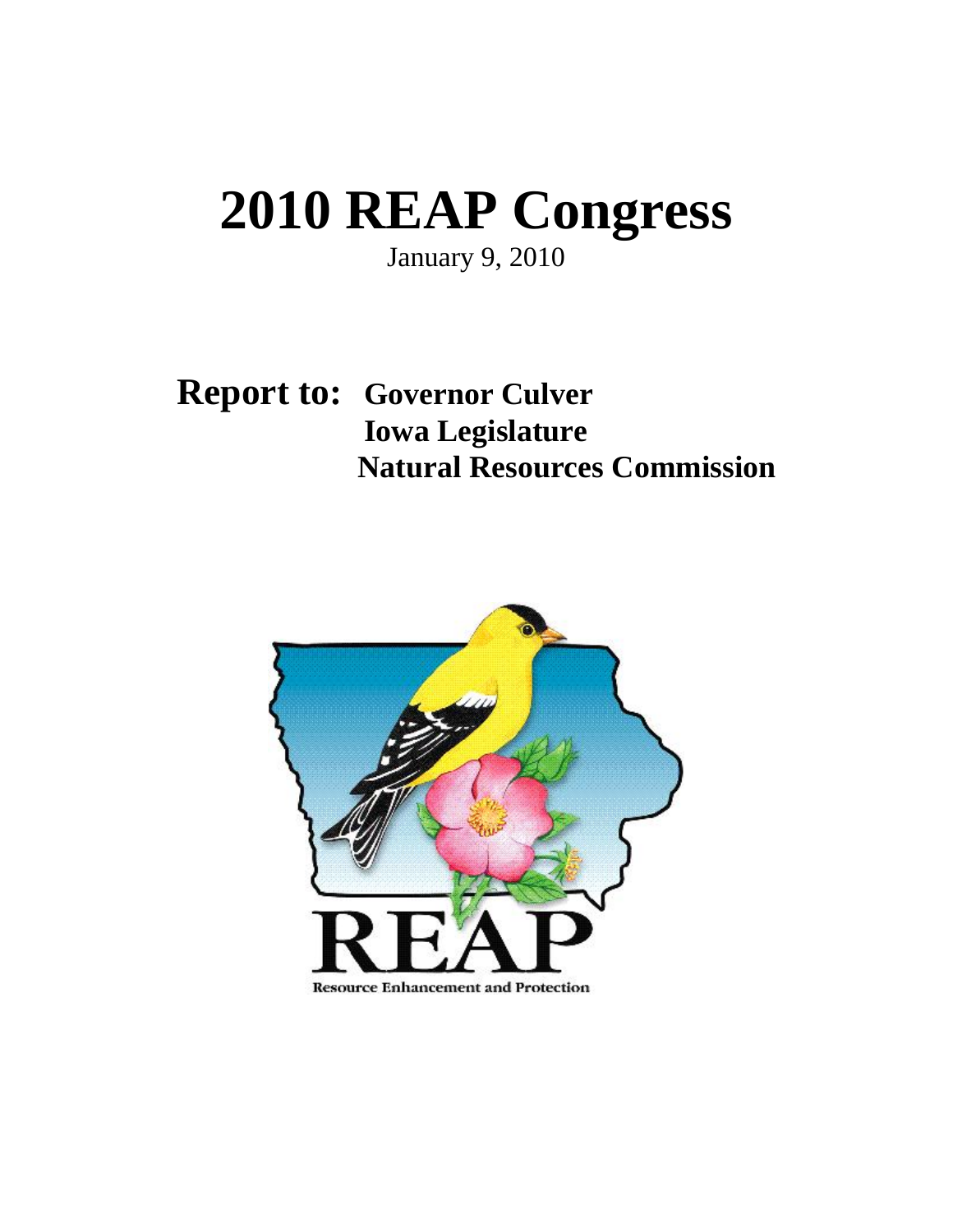# 2010 REAP Congress

January 9, 2010

**Report to:** **Governor Culver**
**Iowa Legislature**
**Natural Resources Commission**

REAP

Resource Enhancement and Protection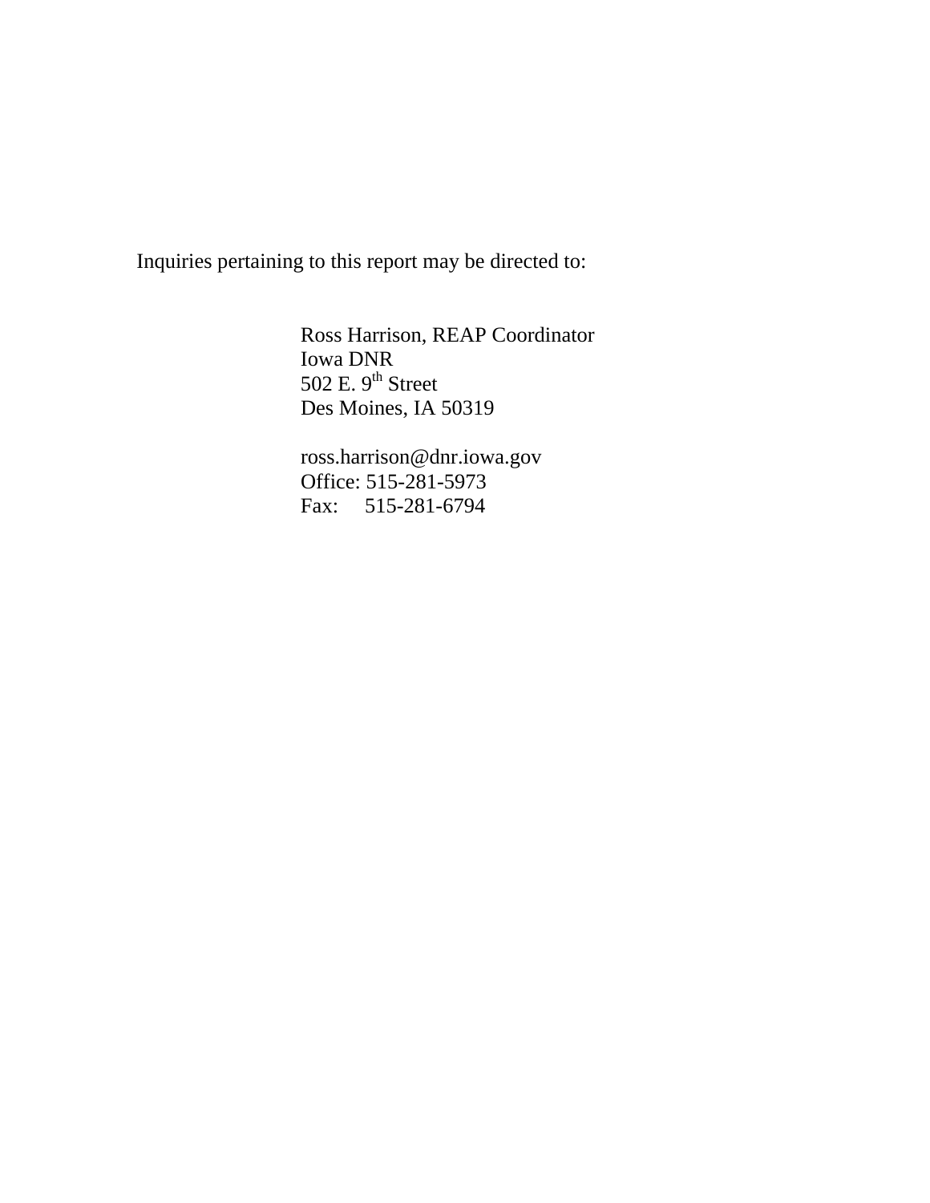Inquiries pertaining to this report may be directed to:

Ross Harrison, REAP Coordinator
Iowa DNR
502 E. 9th Street
Des Moines, IA 50319

ross.harrison@dnr.iowa.gov
Office: 515-281-5973
Fax: 515-281-6794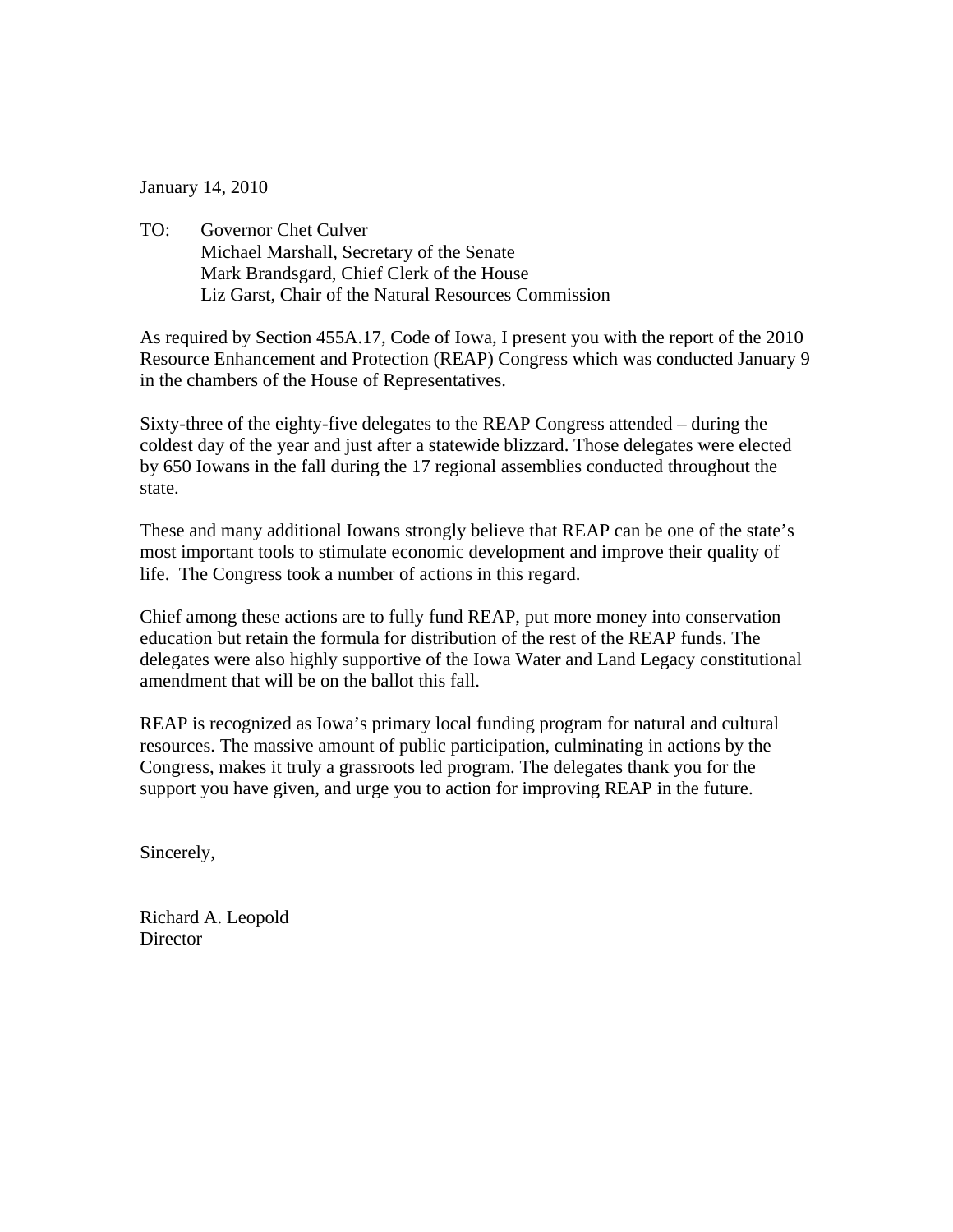January 14, 2010

TO: Governor Chet Culver
Michael Marshall, Secretary of the Senate
Mark Brandsgard, Chief Clerk of the House
Liz Garst, Chair of the Natural Resources Commission

As required by Section 455A.17, Code of Iowa, I present you with the report of the 2010 Resource Enhancement and Protection (REAP) Congress which was conducted January 9 in the chambers of the House of Representatives.

Sixty-three of the eighty-five delegates to the REAP Congress attended – during the coldest day of the year and just after a statewide blizzard. Those delegates were elected by 650 Iowans in the fall during the 17 regional assemblies conducted throughout the state.

These and many additional Iowans strongly believe that REAP can be one of the state's most important tools to stimulate economic development and improve their quality of life. The Congress took a number of actions in this regard.

Chief among these actions are to fully fund REAP, put more money into conservation education but retain the formula for distribution of the rest of the REAP funds. The delegates were also highly supportive of the Iowa Water and Land Legacy constitutional amendment that will be on the ballot this fall.

REAP is recognized as Iowa's primary local funding program for natural and cultural resources. The massive amount of public participation, culminating in actions by the Congress, makes it truly a grassroots led program. The delegates thank you for the support you have given, and urge you to action for improving REAP in the future.

Sincerely,

Richard A. Leopold
Director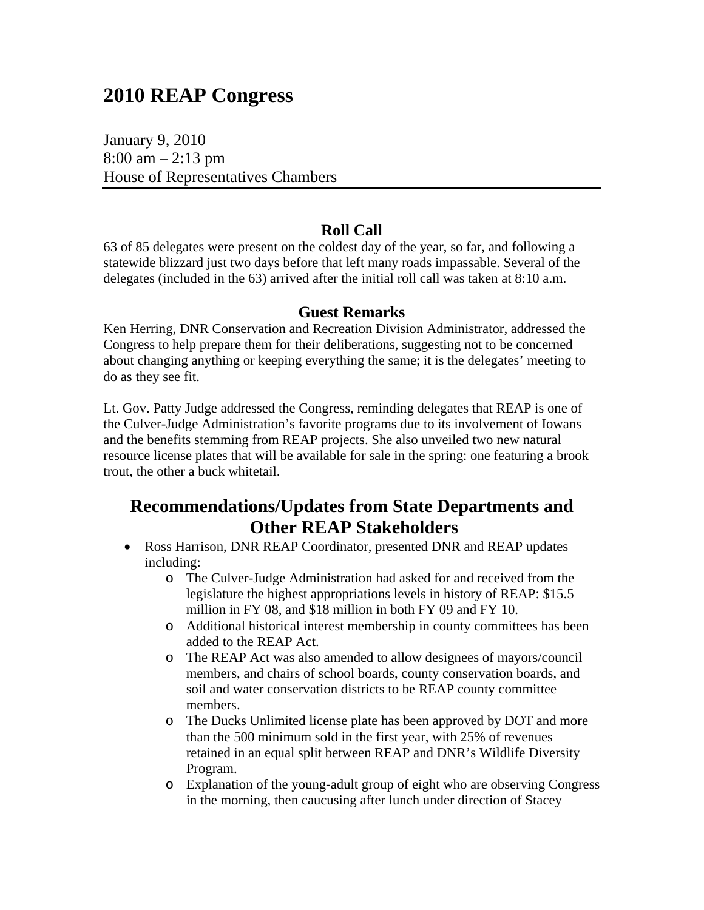# 2010 REAP Congress

January 9, 2010
8:00 am – 2:13 pm
House of Representatives Chambers

---

## Roll Call

63 of 85 delegates were present on the coldest day of the year, so far, and following a statewide blizzard just two days before that left many roads impassable. Several of the delegates (included in the 63) arrived after the initial roll call was taken at 8:10 a.m.

## Guest Remarks

Ken Herring, DNR Conservation and Recreation Division Administrator, addressed the Congress to help prepare them for their deliberations, suggesting not to be concerned about changing anything or keeping everything the same; it is the delegates' meeting to do as they see fit.

Lt. Gov. Patty Judge addressed the Congress, reminding delegates that REAP is one of the Culver-Judge Administration's favorite programs due to its involvement of Iowans and the benefits stemming from REAP projects. She also unveiled two new natural resource license plates that will be available for sale in the spring: one featuring a brook trout, the other a buck whitetail.

## Recommendations/Updates from State Departments and Other REAP Stakeholders

- Ross Harrison, DNR REAP Coordinator, presented DNR and REAP updates including:
  - The Culver-Judge Administration had asked for and received from the legislature the highest appropriations levels in history of REAP: $15.5 million in FY 08, and $18 million in both FY 09 and FY 10.
  - Additional historical interest membership in county committees has been added to the REAP Act.
  - The REAP Act was also amended to allow designees of mayors/council members, and chairs of school boards, county conservation boards, and soil and water conservation districts to be REAP county committee members.
  - The Ducks Unlimited license plate has been approved by DOT and more than the 500 minimum sold in the first year, with 25% of revenues retained in an equal split between REAP and DNR's Wildlife Diversity Program.
  - Explanation of the young-adult group of eight who are observing Congress in the morning, then caucusing after lunch under direction of Stacey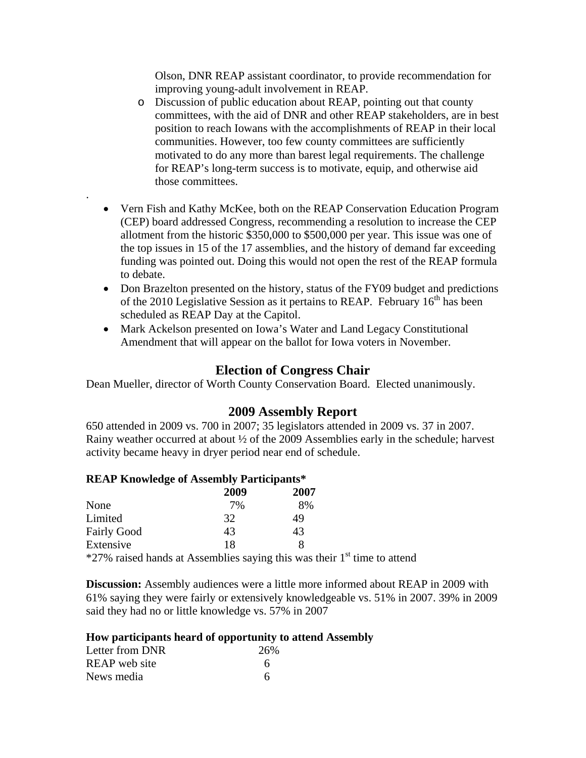Olson, DNR REAP assistant coordinator, to provide recommendation for improving young-adult involvement in REAP.

  - Discussion of public education about REAP, pointing out that county committees, with the aid of DNR and other REAP stakeholders, are in best position to reach Iowans with the accomplishments of REAP in their local communities. However, too few county committees are sufficiently motivated to do any more than barest legal requirements. The challenge for REAP's long-term success is to motivate, equip, and otherwise aid those committees.

.

- Vern Fish and Kathy McKee, both on the REAP Conservation Education Program (CEP) board addressed Congress, recommending a resolution to increase the CEP allotment from the historic $350,000 to $500,000 per year. This issue was one of the top issues in 15 of the 17 assemblies, and the history of demand far exceeding funding was pointed out. Doing this would not open the rest of the REAP formula to debate.
- Don Brazelton presented on the history, status of the FY09 budget and predictions of the 2010 Legislative Session as it pertains to REAP. February 16th has been scheduled as REAP Day at the Capitol.
- Mark Ackelson presented on Iowa's Water and Land Legacy Constitutional Amendment that will appear on the ballot for Iowa voters in November.

## Election of Congress Chair

Dean Mueller, director of Worth County Conservation Board. Elected unanimously.

## 2009 Assembly Report

650 attended in 2009 vs. 700 in 2007; 35 legislators attended in 2009 vs. 37 in 2007. Rainy weather occurred at about ½ of the 2009 Assemblies early in the schedule; harvest activity became heavy in dryer period near end of schedule.

**REAP Knowledge of Assembly Participants***

| | 2009 | 2007 |
|---|---|---|
| None | 7% | 8% |
| Limited | 32 | 49 |
| Fairly Good | 43 | 43 |
| Extensive | 18 | 8 |

*27% raised hands at Assemblies saying this was their 1st time to attend

**Discussion:** Assembly audiences were a little more informed about REAP in 2009 with 61% saying they were fairly or extensively knowledgeable vs. 51% in 2007. 39% in 2009 said they had no or little knowledge vs. 57% in 2007

**How participants heard of opportunity to attend Assembly**

| | |
|---|---|
| Letter from DNR | 26% |
| REAP web site | 6 |
| News media | 6 |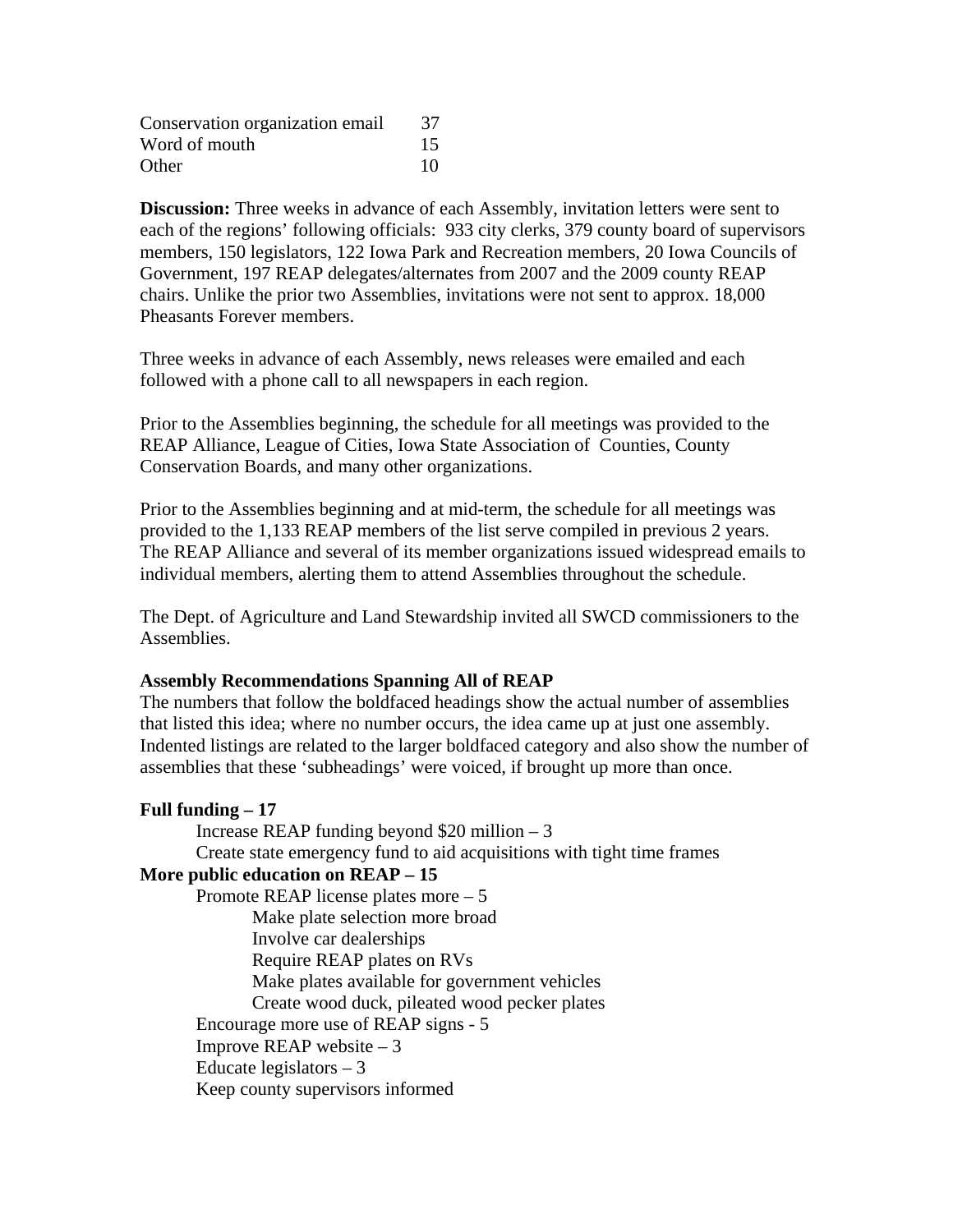| | |
|---|---|
| Conservation organization email | 37 |
| Word of mouth | 15 |
| Other | 10 |

**Discussion:** Three weeks in advance of each Assembly, invitation letters were sent to each of the regions' following officials: 933 city clerks, 379 county board of supervisors members, 150 legislators, 122 Iowa Park and Recreation members, 20 Iowa Councils of Government, 197 REAP delegates/alternates from 2007 and the 2009 county REAP chairs. Unlike the prior two Assemblies, invitations were not sent to approx. 18,000 Pheasants Forever members.

Three weeks in advance of each Assembly, news releases were emailed and each followed with a phone call to all newspapers in each region.

Prior to the Assemblies beginning, the schedule for all meetings was provided to the REAP Alliance, League of Cities, Iowa State Association of Counties, County Conservation Boards, and many other organizations.

Prior to the Assemblies beginning and at mid-term, the schedule for all meetings was provided to the 1,133 REAP members of the list serve compiled in previous 2 years. The REAP Alliance and several of its member organizations issued widespread emails to individual members, alerting them to attend Assemblies throughout the schedule.

The Dept. of Agriculture and Land Stewardship invited all SWCD commissioners to the Assemblies.

**Assembly Recommendations Spanning All of REAP**

The numbers that follow the boldfaced headings show the actual number of assemblies that listed this idea; where no number occurs, the idea came up at just one assembly. Indented listings are related to the larger boldfaced category and also show the number of assemblies that these 'subheadings' were voiced, if brought up more than once.

**Full funding – 17**

- Increase REAP funding beyond $20 million – 3
- Create state emergency fund to aid acquisitions with tight time frames

**More public education on REAP – 15**

- Promote REAP license plates more – 5
    - Make plate selection more broad
    - Involve car dealerships
    - Require REAP plates on RVs
    - Make plates available for government vehicles
    - Create wood duck, pileated wood pecker plates
- Encourage more use of REAP signs - 5
- Improve REAP website – 3
- Educate legislators – 3
- Keep county supervisors informed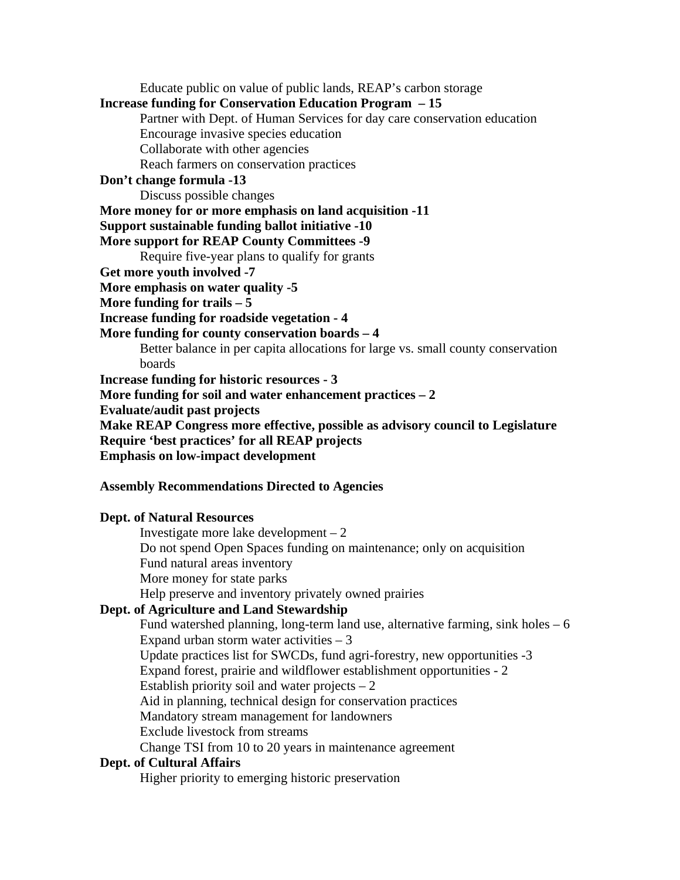Educate public on value of public lands, REAP's carbon storage

**Increase funding for Conservation Education Program – 15**

- Partner with Dept. of Human Services for day care conservation education
- Encourage invasive species education
- Collaborate with other agencies
- Reach farmers on conservation practices

**Don't change formula -13**

- Discuss possible changes

**More money for or more emphasis on land acquisition -11**

**Support sustainable funding ballot initiative -10**

**More support for REAP County Committees -9**

- Require five-year plans to qualify for grants

**Get more youth involved -7**

**More emphasis on water quality -5**

**More funding for trails – 5**

**Increase funding for roadside vegetation - 4**

**More funding for county conservation boards – 4**

- Better balance in per capita allocations for large vs. small county conservation boards

**Increase funding for historic resources - 3**

**More funding for soil and water enhancement practices – 2**

**Evaluate/audit past projects**

**Make REAP Congress more effective, possible as advisory council to Legislature**

**Require 'best practices' for all REAP projects**

**Emphasis on low-impact development**

**Assembly Recommendations Directed to Agencies**

**Dept. of Natural Resources**

- Investigate more lake development – 2
- Do not spend Open Spaces funding on maintenance; only on acquisition
- Fund natural areas inventory
- More money for state parks
- Help preserve and inventory privately owned prairies

**Dept. of Agriculture and Land Stewardship**

- Fund watershed planning, long-term land use, alternative farming, sink holes – 6
- Expand urban storm water activities – 3
- Update practices list for SWCDs, fund agri-forestry, new opportunities -3
- Expand forest, prairie and wildflower establishment opportunities - 2
- Establish priority soil and water projects – 2
- Aid in planning, technical design for conservation practices
- Mandatory stream management for landowners
- Exclude livestock from streams
- Change TSI from 10 to 20 years in maintenance agreement

**Dept. of Cultural Affairs**

- Higher priority to emerging historic preservation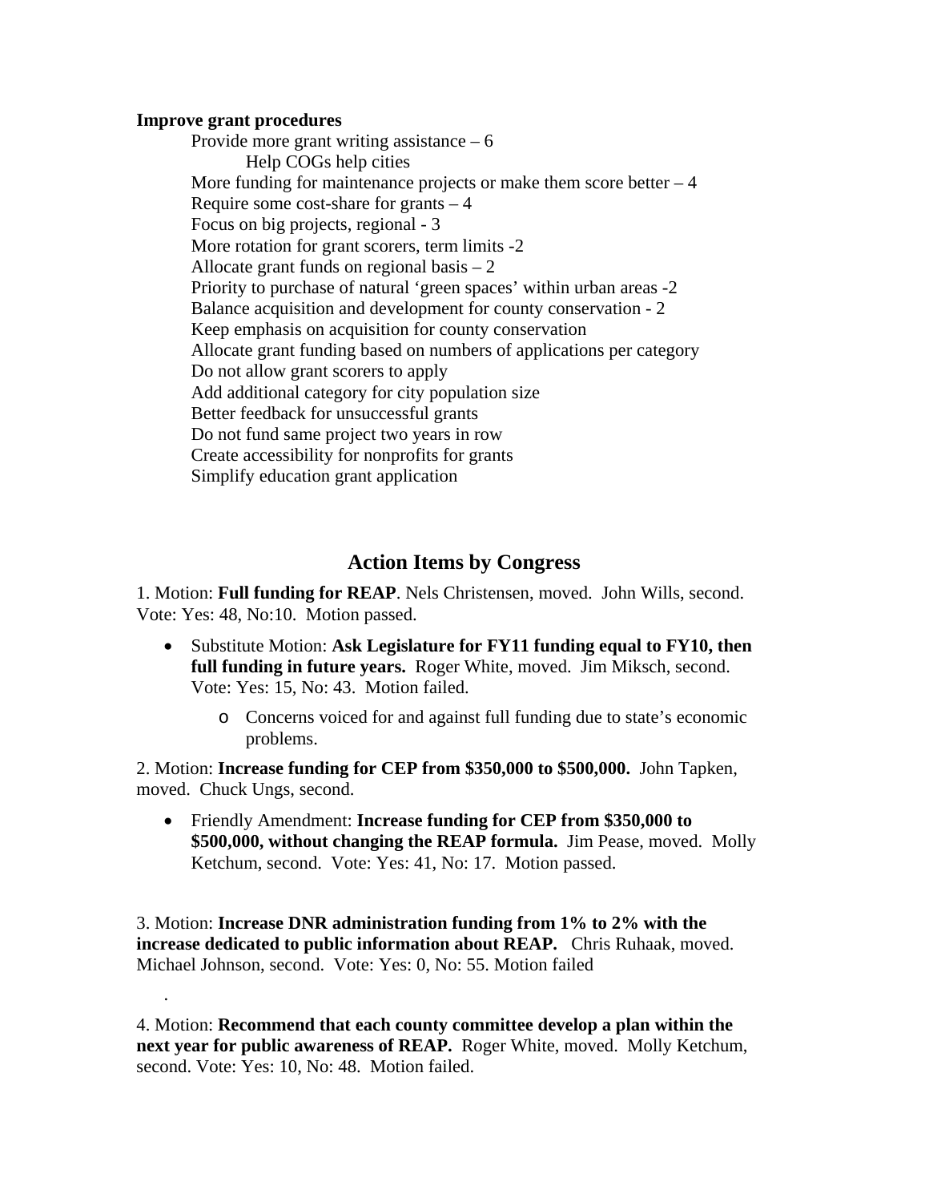**Improve grant procedures**

- Provide more grant writing assistance – 6
  - Help COGs help cities
- More funding for maintenance projects or make them score better – 4
- Require some cost-share for grants – 4
- Focus on big projects, regional - 3
- More rotation for grant scorers, term limits -2
- Allocate grant funds on regional basis – 2
- Priority to purchase of natural 'green spaces' within urban areas -2
- Balance acquisition and development for county conservation - 2
- Keep emphasis on acquisition for county conservation
- Allocate grant funding based on numbers of applications per category
- Do not allow grant scorers to apply
- Add additional category for city population size
- Better feedback for unsuccessful grants
- Do not fund same project two years in row
- Create accessibility for nonprofits for grants
- Simplify education grant application

## Action Items by Congress

1. Motion: **Full funding for REAP**. Nels Christensen, moved. John Wills, second. Vote: Yes: 48, No:10. Motion passed.

   - Substitute Motion: **Ask Legislature for FY11 funding equal to FY10, then full funding in future years.** Roger White, moved. Jim Miksch, second. Vote: Yes: 15, No: 43. Motion failed.
     - Concerns voiced for and against full funding due to state's economic problems.

2. Motion: **Increase funding for CEP from $350,000 to $500,000.** John Tapken, moved. Chuck Ungs, second.

   - Friendly Amendment: **Increase funding for CEP from $350,000 to $500,000, without changing the REAP formula.** Jim Pease, moved. Molly Ketchum, second. Vote: Yes: 41, No: 17. Motion passed.

3. Motion: **Increase DNR administration funding from 1% to 2% with the increase dedicated to public information about REAP.** Chris Ruhaak, moved. Michael Johnson, second. Vote: Yes: 0, No: 55. Motion failed

4. Motion: **Recommend that each county committee develop a plan within the next year for public awareness of REAP.** Roger White, moved. Molly Ketchum, second. Vote: Yes: 10, No: 48. Motion failed.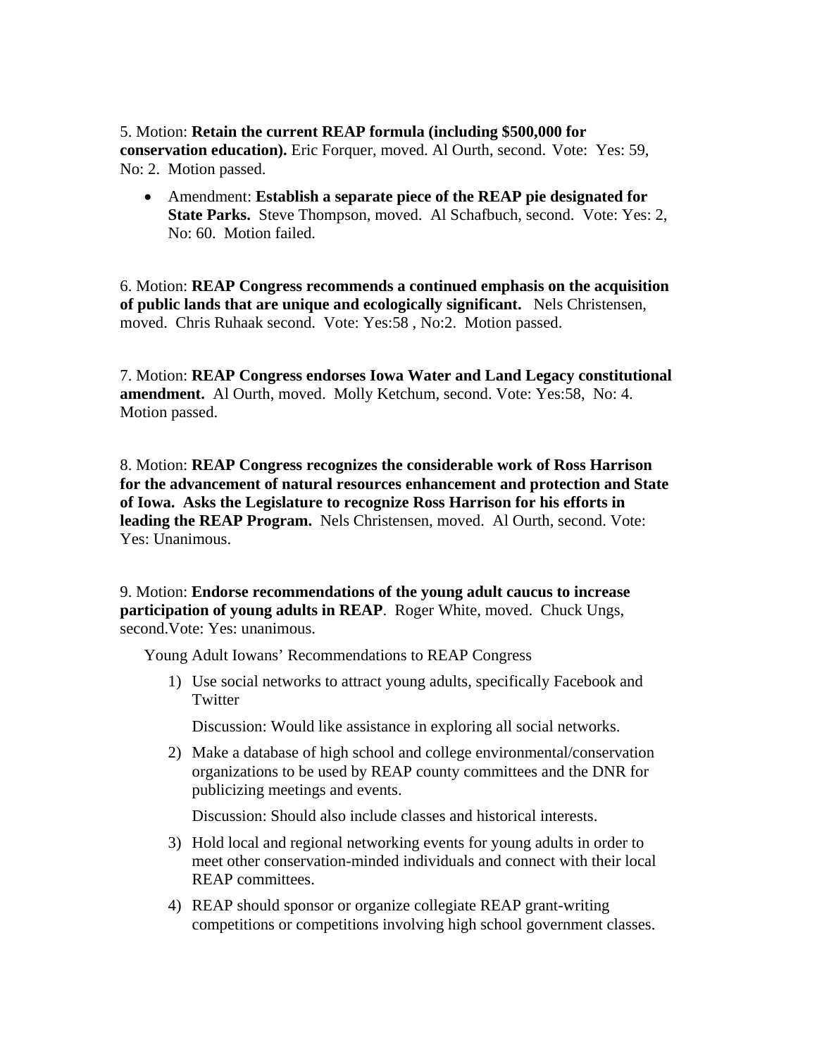5. Motion: **Retain the current REAP formula (including $500,000 for conservation education).** Eric Forquer, moved. Al Ourth, second. Vote: Yes: 59, No: 2. Motion passed.

- Amendment: **Establish a separate piece of the REAP pie designated for State Parks.** Steve Thompson, moved. Al Schafbuch, second. Vote: Yes: 2, No: 60. Motion failed.

6. Motion: **REAP Congress recommends a continued emphasis on the acquisition of public lands that are unique and ecologically significant.** Nels Christensen, moved. Chris Ruhaak second. Vote: Yes:58 , No:2. Motion passed.

7. Motion: **REAP Congress endorses Iowa Water and Land Legacy constitutional amendment.** Al Ourth, moved. Molly Ketchum, second. Vote: Yes:58, No: 4. Motion passed.

8. Motion: **REAP Congress recognizes the considerable work of Ross Harrison for the advancement of natural resources enhancement and protection and State of Iowa. Asks the Legislature to recognize Ross Harrison for his efforts in leading the REAP Program.** Nels Christensen, moved. Al Ourth, second. Vote: Yes: Unanimous.

9. Motion: **Endorse recommendations of the young adult caucus to increase participation of young adults in REAP**. Roger White, moved. Chuck Ungs, second.Vote: Yes: unanimous.

Young Adult Iowans' Recommendations to REAP Congress

1) Use social networks to attract young adults, specifically Facebook and Twitter

   Discussion: Would like assistance in exploring all social networks.

2) Make a database of high school and college environmental/conservation organizations to be used by REAP county committees and the DNR for publicizing meetings and events.

   Discussion: Should also include classes and historical interests.

3) Hold local and regional networking events for young adults in order to meet other conservation-minded individuals and connect with their local REAP committees.

4) REAP should sponsor or organize collegiate REAP grant-writing competitions or competitions involving high school government classes.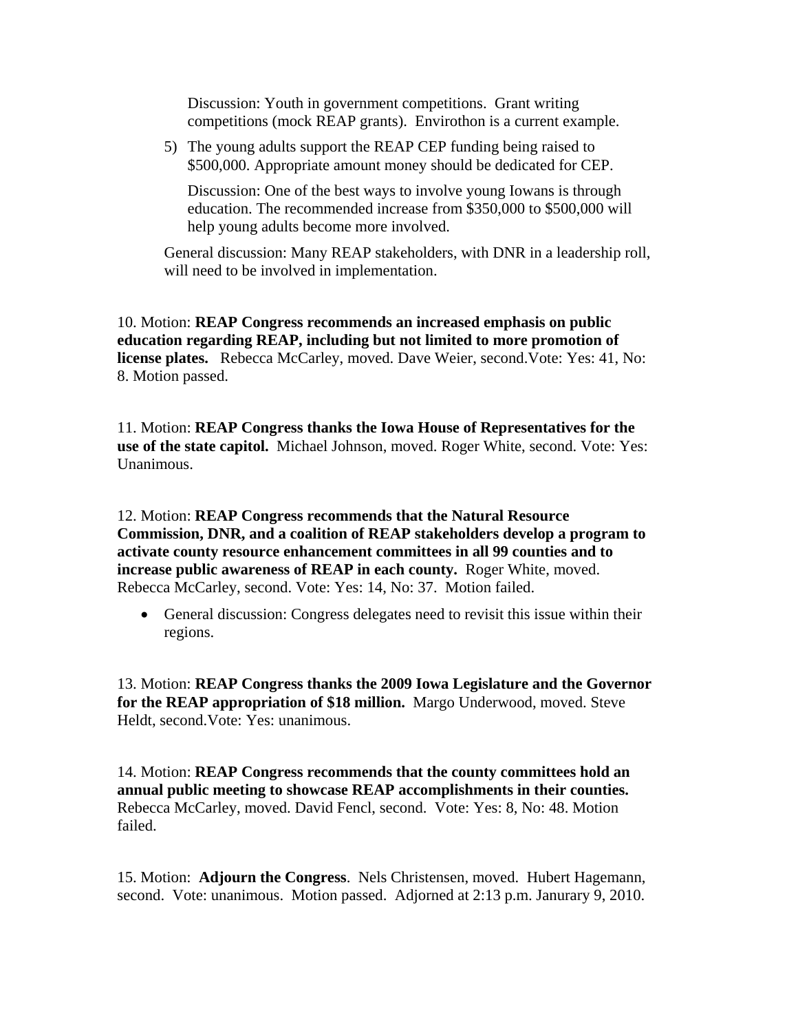Discussion: Youth in government competitions. Grant writing competitions (mock REAP grants). Envirothon is a current example.

5) The young adults support the REAP CEP funding being raised to $500,000. Appropriate amount money should be dedicated for CEP.

   Discussion: One of the best ways to involve young Iowans is through education. The recommended increase from $350,000 to $500,000 will help young adults become more involved.

General discussion: Many REAP stakeholders, with DNR in a leadership roll, will need to be involved in implementation.

10. Motion: **REAP Congress recommends an increased emphasis on public education regarding REAP, including but not limited to more promotion of license plates.** Rebecca McCarley, moved. Dave Weier, second.Vote: Yes: 41, No: 8. Motion passed.

11. Motion: **REAP Congress thanks the Iowa House of Representatives for the use of the state capitol.** Michael Johnson, moved. Roger White, second. Vote: Yes: Unanimous.

12. Motion: **REAP Congress recommends that the Natural Resource Commission, DNR, and a coalition of REAP stakeholders develop a program to activate county resource enhancement committees in all 99 counties and to increase public awareness of REAP in each county.** Roger White, moved. Rebecca McCarley, second. Vote: Yes: 14, No: 37. Motion failed.

- General discussion: Congress delegates need to revisit this issue within their regions.

13. Motion: **REAP Congress thanks the 2009 Iowa Legislature and the Governor for the REAP appropriation of $18 million.** Margo Underwood, moved. Steve Heldt, second.Vote: Yes: unanimous.

14. Motion: **REAP Congress recommends that the county committees hold an annual public meeting to showcase REAP accomplishments in their counties.** Rebecca McCarley, moved. David Fencl, second. Vote: Yes: 8, No: 48. Motion failed.

15. Motion: **Adjourn the Congress**. Nels Christensen, moved. Hubert Hagemann, second. Vote: unanimous. Motion passed. Adjorned at 2:13 p.m. Janurary 9, 2010.